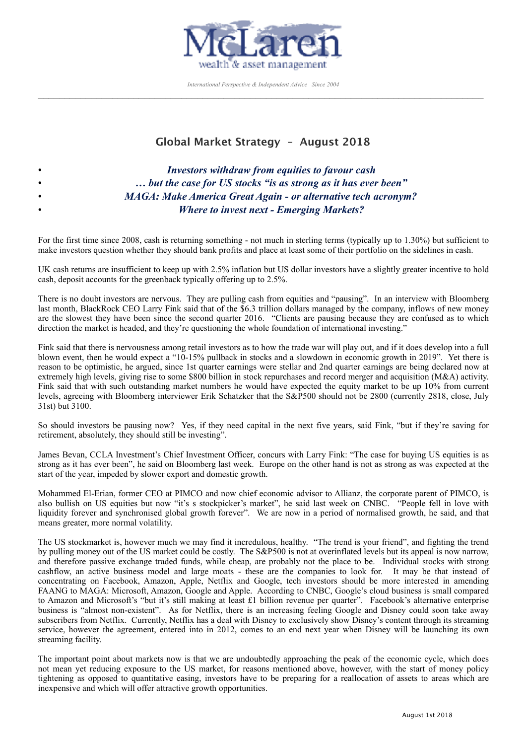McLaren wealth & asset management

*International Perspective & Independent Advice Since 2004*

## Global Market Strategy - August 2018

- ***Investors withdraw from equities to favour cash***
- ***… but the case for US stocks "is as strong as it has ever been"***
- ***MAGA: Make America Great Again - or alternative tech acronym?***
- ***Where to invest next - Emerging Markets?***

For the first time since 2008, cash is returning something - not much in sterling terms (typically up to 1.30%) but sufficient to make investors question whether they should bank profits and place at least some of their portfolio on the sidelines in cash.

UK cash returns are insufficient to keep up with 2.5% inflation but US dollar investors have a slightly greater incentive to hold cash, deposit accounts for the greenback typically offering up to 2.5%.

There is no doubt investors are nervous. They are pulling cash from equities and "pausing". In an interview with Bloomberg last month, BlackRock CEO Larry Fink said that of the $6.3 trillion dollars managed by the company, inflows of new money are the slowest they have been since the second quarter 2016. "Clients are pausing because they are confused as to which direction the market is headed, and they're questioning the whole foundation of international investing."

Fink said that there is nervousness among retail investors as to how the trade war will play out, and if it does develop into a full blown event, then he would expect a "10-15% pullback in stocks and a slowdown in economic growth in 2019". Yet there is reason to be optimistic, he argued, since 1st quarter earnings were stellar and 2nd quarter earnings are being declared now at extremely high levels, giving rise to some $800 billion in stock repurchases and record merger and acquisition (M&A) activity. Fink said that with such outstanding market numbers he would have expected the equity market to be up 10% from current levels, agreeing with Bloomberg interviewer Erik Schatzker that the S&P500 should not be 2800 (currently 2818, close, July 31st) but 3100.

So should investors be pausing now? Yes, if they need capital in the next five years, said Fink, "but if they're saving for retirement, absolutely, they should still be investing".

James Bevan, CCLA Investment's Chief Investment Officer, concurs with Larry Fink: "The case for buying US equities is as strong as it has ever been", he said on Bloomberg last week. Europe on the other hand is not as strong as was expected at the start of the year, impeded by slower export and domestic growth.

Mohammed El-Erian, former CEO at PIMCO and now chief economic advisor to Allianz, the corporate parent of PIMCO, is also bullish on US equities but now "it's s stockpicker's market", he said last week on CNBC. "People fell in love with liquidity forever and synchronised global growth forever". We are now in a period of normalised growth, he said, and that means greater, more normal volatility.

The US stockmarket is, however much we may find it incredulous, healthy. "The trend is your friend", and fighting the trend by pulling money out of the US market could be costly. The S&P500 is not at overinflated levels but its appeal is now narrow, and therefore passive exchange traded funds, while cheap, are probably not the place to look for. Individual stocks with strong cashflow, an active business model and large moats - these are the companies to look to be. It may be that instead of concentrating on Facebook, Amazon, Apple, Netflix and Google, tech investors should be more interested in amending FAANG to MAGA: Microsoft, Amazon, Google and Apple. According to CNBC, Google's cloud business is small compared to Amazon and Microsoft's "but it's still making at least £1 billion revenue per quarter". Facebook's alternative enterprise business is "almost non-existent". As for Netflix, there is an increasing feeling Google and Disney could soon take away subscribers from Netflix. Currently, Netflix has a deal with Disney to exclusively show Disney's content through its streaming service, however the agreement, entered into in 2012, comes to an end next year when Disney will be launching its own streaming facility.

The important point about markets now is that we are undoubtedly approaching the peak of the economic cycle, which does not mean yet reducing exposure to the US market, for reasons mentioned above, however, with the start of money policy tightening as opposed to quantitative easing, investors have to be preparing for a reallocation of assets to areas which are inexpensive and which will offer attractive growth opportunities.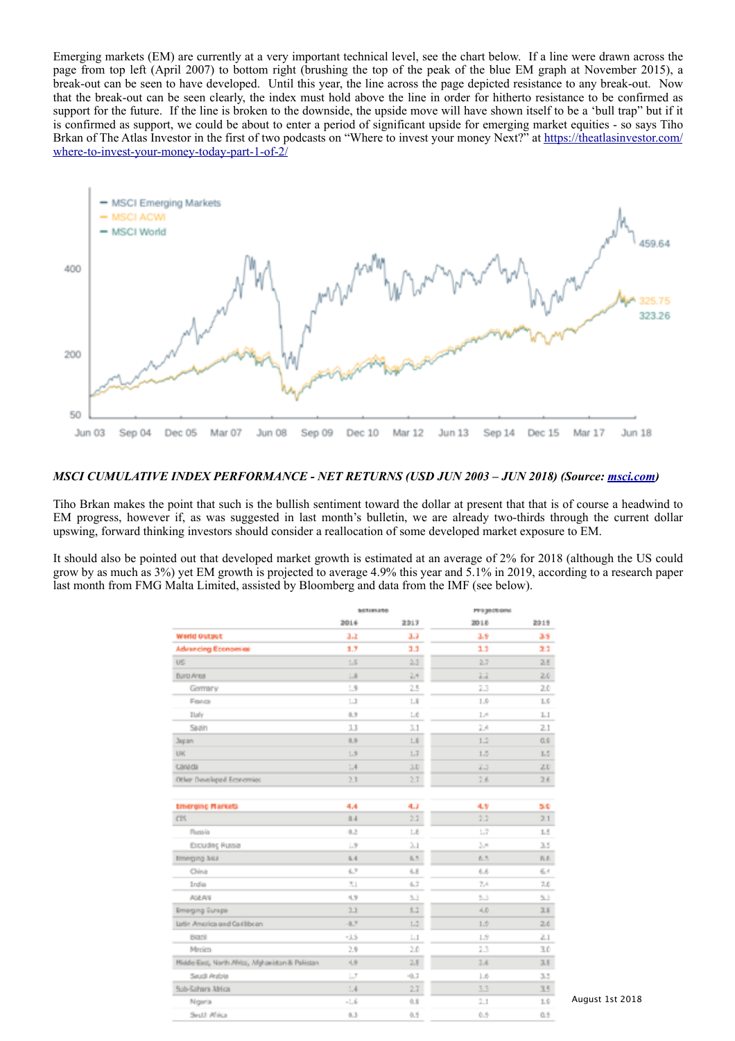Emerging markets (EM) are currently at a very important technical level, see the chart below. If a line were drawn across the page from top left (April 2007) to bottom right (brushing the top of the peak of the blue EM graph at November 2015), a break-out can be seen to have developed. Until this year, the line across the page depicted resistance to any break-out. Now that the break-out can be seen clearly, the index must hold above the line in order for hitherto resistance to be confirmed as support for the future. If the line is broken to the downside, the upside move will have shown itself to be a 'bull trap' but if it is confirmed as support, we could be about to enter a period of significant upside for emerging market equities - so says Tiho Brkan of The Atlas Investor in the first of two podcasts on "Where to invest your money Next?" at https://theatlasinvestor.com/where-to-invest-your-money-today-part-1-of-2/

*MSCI CUMULATIVE INDEX PERFORMANCE - NET RETURNS (USD JUN 2003 – JUN 2018) (Source: msci.com)*

Tiho Brkan makes the point that such is the bullish sentiment toward the dollar at present that that is of course a headwind to EM progress, however if, as was suggested in last month's bulletin, we are already two-thirds through the current dollar upswing, forward thinking investors should consider a reallocation of some developed market exposure to EM.

It should also be pointed out that developed market growth is estimated at an average of 2% for 2018 (although the US could grow by as much as 3%) yet EM growth is projected to average 4.9% this year and 5.1% in 2019, according to a research paper last month from FMG Malta Limited, assisted by Bloomberg and data from the IMF (see below).

| | Estimate | | Projections | |
|---|---|---|---|---|
| | 2016 | 2017 | 2018 | 2019 |
| World Output | 3.2 | 3.7 | 3.9 | 3.9 |
| Advancing Economies | 1.7 | 2.3 | 2.5 | 2.2 |
| US | 1.5 | 2.3 | 2.7 | 2.5 |
| Euro Area | 1.8 | 2.4 | 2.2 | 2.0 |
| Germany | 1.9 | 2.5 | 2.3 | 2.0 |
| France | 1.2 | 1.8 | 1.9 | 1.9 |
| Italy | 0.9 | 1.6 | 1.4 | 1.1 |
| Spain | 3.3 | 3.1 | 2.4 | 2.1 |
| Japan | 0.9 | 1.8 | 1.2 | 0.9 |
| UK | 1.9 | 1.7 | 1.5 | 1.5 |
| Canada | 1.4 | 3.0 | 2.3 | 2.0 |
| Other Developed Economies | 2.3 | 2.7 | 2.6 | 2.6 |
| Emerging Markets | 4.4 | 4.7 | 4.9 | 5.1 |
| CIS | 0.4 | 2.2 | 2.3 | 2.1 |
| Russia | -0.2 | 1.5 | 1.7 | 1.5 |
| Excluding Russia | 1.9 | 3.1 | 3.4 | 3.5 |
| Emerging Asia | 6.4 | 6.5 | 6.5 | 6.6 |
| China | 6.7 | 6.9 | 6.6 | 6.4 |
| India | 7.1 | 6.7 | 7.3 | 7.5 |
| ASEAN | 4.9 | 5.3 | 5.3 | 5.3 |
| Emerging Europe | 3.3 | 5.8 | 4.3 | 3.6 |
| Latin America and Caribbean | -0.6 | 1.3 | 1.6 | 2.6 |
| Brazil | -3.5 | 1.1 | 1.9 | 2.1 |
| Mexico | 2.9 | 2.0 | 2.3 | 3.0 |
| Middle East, North Africa, Afghanistan & Pakistan | 4.9 | 2.6 | 3.5 | 3.9 |
| Saudi Arabia | 1.7 | -0.7 | 1.9 | 1.9 |
| Sub-Sahara Africa | 1.4 | 2.8 | 3.4 | 3.8 |
| Nigeria | -1.6 | 0.8 | 2.1 | 1.9 |
| South Africa | 0.3 | 1.3 | 1.5 | 1.7 |

August 1st 2018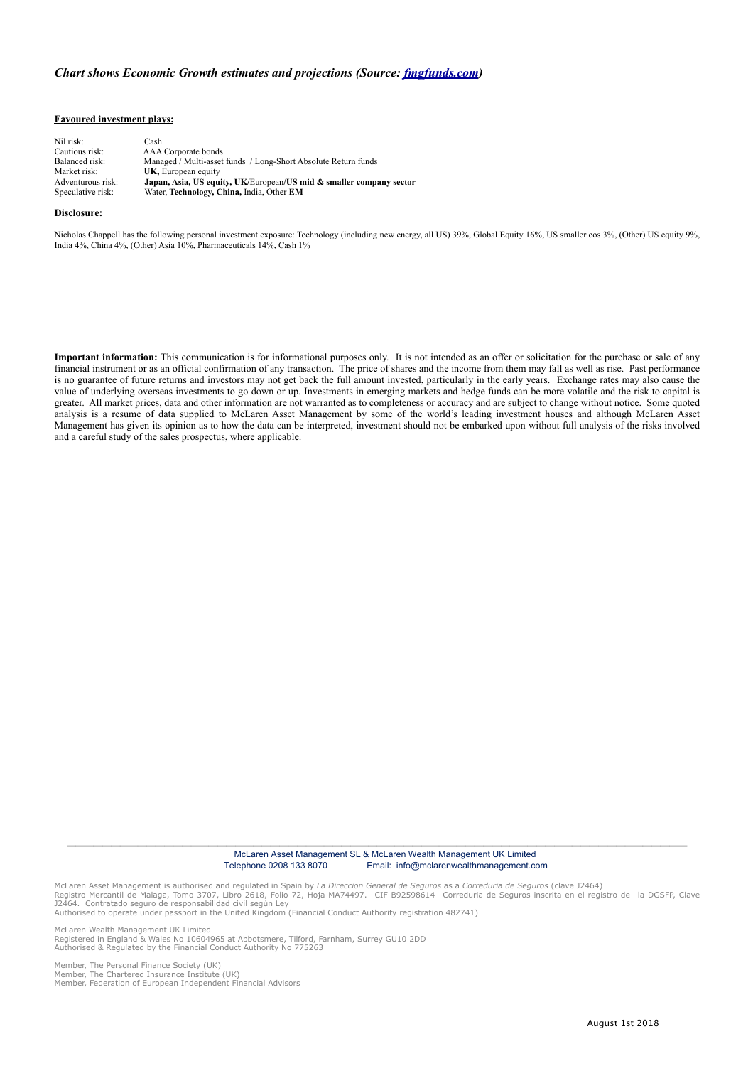***Chart shows Economic Growth estimates and projections (Source: [fmgfunds.com](fmgfunds.com))***

**Favoured investment plays:**

| | |
|---|---|
| Nil risk: | Cash |
| Cautious risk: | AAA Corporate bonds |
| Balanced risk: | Managed / Multi-asset funds / Long-Short Absolute Return funds |
| Market risk: | **UK,** European equity |
| Adventurous risk: | **Japan, Asia, US equity, UK/**European/**US mid & smaller company sector** |
| Speculative risk: | Water, **Technology, China,** India, Other **EM** |

**Disclosure:**

Nicholas Chappell has the following personal investment exposure: Technology (including new energy, all US) 39%, Global Equity 16%, US smaller cos 3%, (Other) US equity 9%, India 4%, China 4%, (Other) Asia 10%, Pharmaceuticals 14%, Cash 1%

**Important information:** This communication is for informational purposes only. It is not intended as an offer or solicitation for the purchase or sale of any financial instrument or as an official confirmation of any transaction. The price of shares and the income from them may fall as well as rise. Past performance is no guarantee of future returns and investors may not get back the full amount invested, particularly in the early years. Exchange rates may also cause the value of underlying overseas investments to go down or up. Investments in emerging markets and hedge funds can be more volatile and the risk to capital is greater. All market prices, data and other information are not warranted as to completeness or accuracy and are subject to change without notice. Some quoted analysis is a resume of data supplied to McLaren Asset Management by some of the world's leading investment houses and although McLaren Asset Management has given its opinion as to how the data can be interpreted, investment should not be embarked upon without full analysis of the risks involved and a careful study of the sales prospectus, where applicable.

McLaren Asset Management SL & McLaren Wealth Management UK Limited
Telephone 0208 133 8070 Email: info@mclarenwealthmanagement.com

McLaren Asset Management is authorised and regulated in Spain by *La Direccion General de Seguros* as a *Correduria de Seguros* (clave J2464)
Registro Mercantil de Malaga, Tomo 3707, Libro 2618, Folio 72, Hoja MA74497. CIF B92598614 Correduria de Seguros inscrita en el registro de la DGSFP, Clave J2464. Contratado seguro de responsabilidad civil según Ley
Authorised to operate under passport in the United Kingdom (Financial Conduct Authority registration 482741)

McLaren Wealth Management UK Limited
Registered in England & Wales No 10604965 at Abbotsmere, Tilford, Farnham, Surrey GU10 2DD
Authorised & Regulated by the Financial Conduct Authority No 775263

Member, The Personal Finance Society (UK)
Member, The Chartered Insurance Institute (UK)
Member, Federation of European Independent Financial Advisors

August 1st 2018